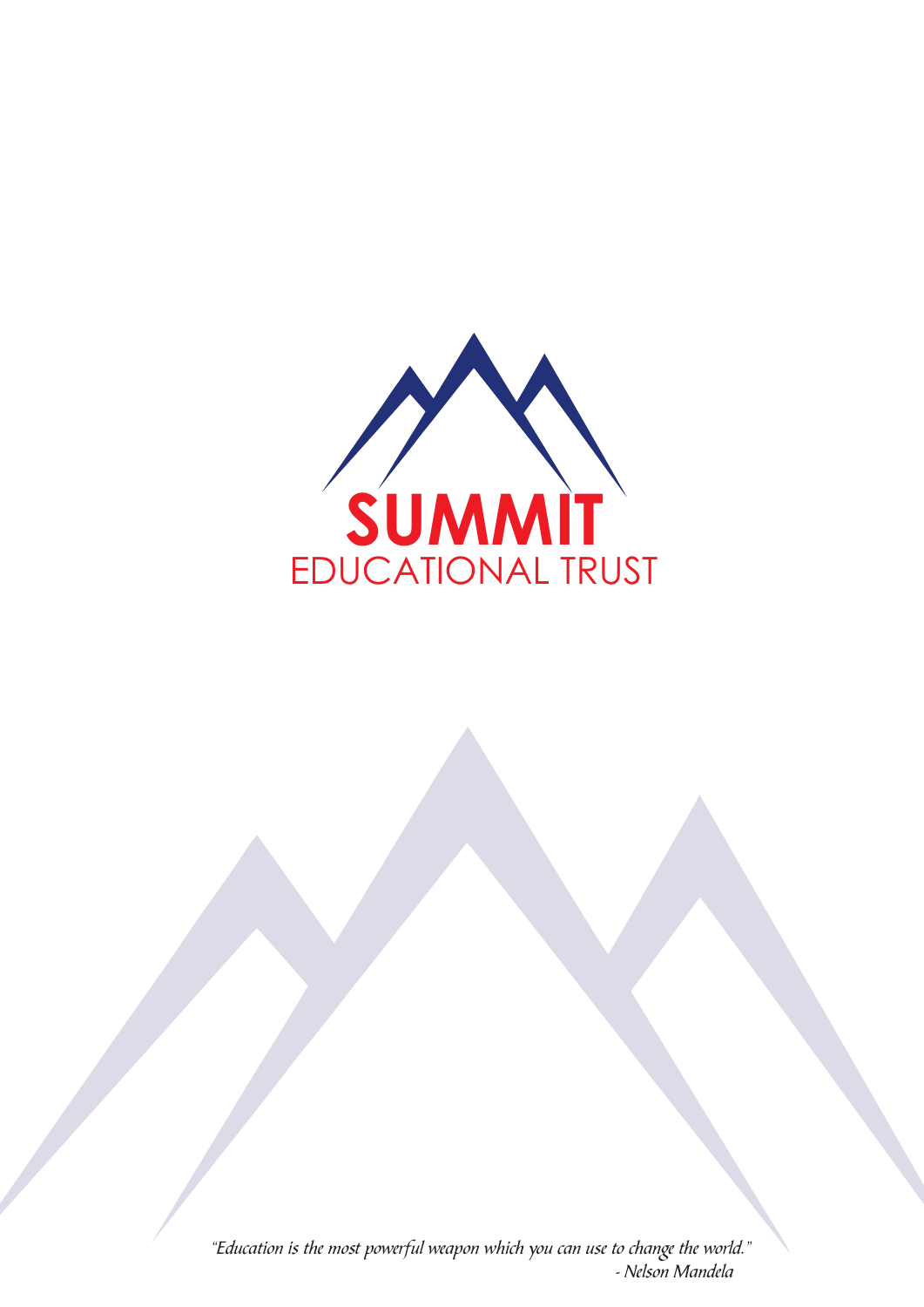# SUMMIT
## EDUCATIONAL TRUST

*"Education is the most powerful weapon which you can use to change the world."*
*- Nelson Mandela*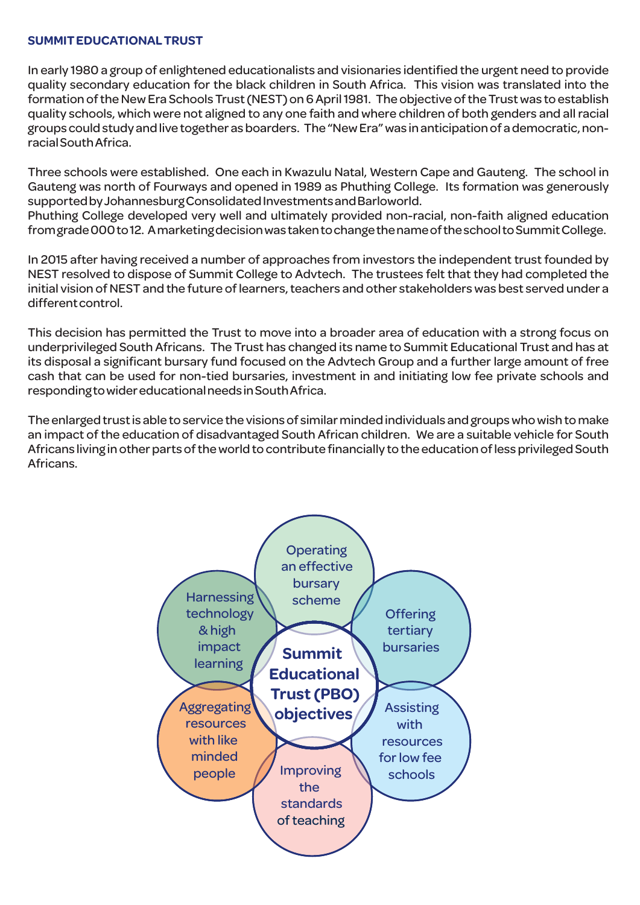## SUMMIT EDUCATIONAL TRUST

In early 1980 a group of enlightened educationalists and visionaries identified the urgent need to provide quality secondary education for the black children in South Africa. This vision was translated into the formation of the New Era Schools Trust (NEST) on 6 April 1981. The objective of the Trust was to establish quality schools, which were not aligned to any one faith and where children of both genders and all racial groups could study and live together as boarders. The "New Era" was in anticipation of a democratic, non-racial South Africa.

Three schools were established. One each in Kwazulu Natal, Western Cape and Gauteng. The school in Gauteng was north of Fourways and opened in 1989 as Phuthing College. Its formation was generously supported by Johannesburg Consolidated Investments and Barloworld.
Phuthing College developed very well and ultimately provided non-racial, non-faith aligned education from grade 000 to 12. A marketing decision was taken to change the name of the school to Summit College.

In 2015 after having received a number of approaches from investors the independent trust founded by NEST resolved to dispose of Summit College to Advtech. The trustees felt that they had completed the initial vision of NEST and the future of learners, teachers and other stakeholders was best served under a different control.

This decision has permitted the Trust to move into a broader area of education with a strong focus on underprivileged South Africans. The Trust has changed its name to Summit Educational Trust and has at its disposal a significant bursary fund focused on the Advtech Group and a further large amount of free cash that can be used for non-tied bursaries, investment in and initiating low fee private schools and responding to wider educational needs in South Africa.

The enlarged trust is able to service the visions of similar minded individuals and groups who wish to make an impact of the education of disadvantaged South African children. We are a suitable vehicle for South Africans living in other parts of the world to contribute financially to the education of less privileged South Africans.

**Summit Educational Trust (PBO) objectives**

- Operating an effective bursary scheme
- Offering tertiary bursaries
- Assisting with resources for low fee schools
- Improving the standards of teaching
- Aggregating resources with like minded people
- Harnessing technology & high impact learning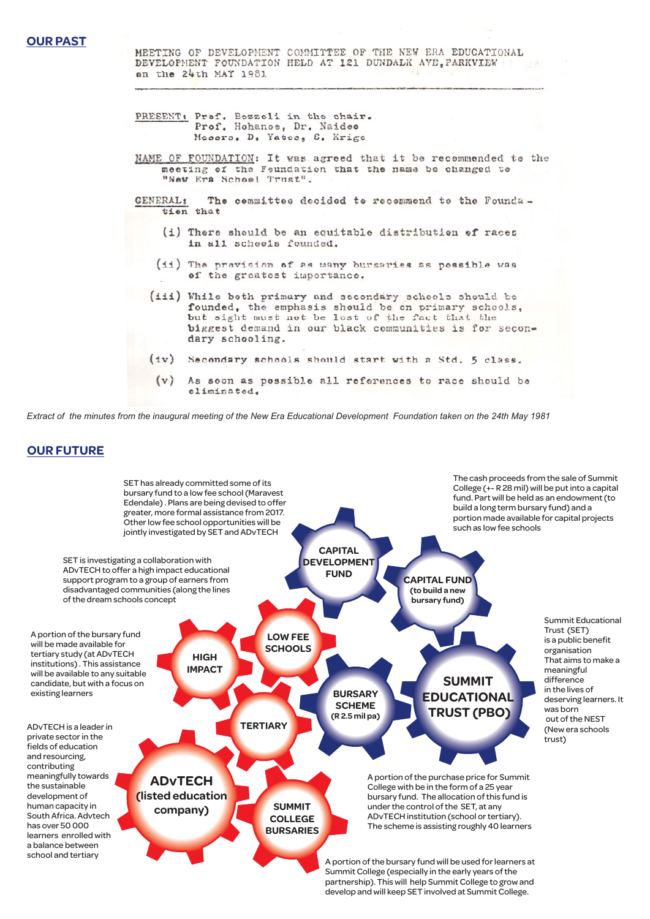## OUR PAST

MEETING OF DEVELOPMENT COMMITTEE OF THE NEW ERA EDUCATIONAL DEVELOPMENT FOUNDATION HELD AT 121 DUNDALK AVE, PARKVIEW on the 24th MAY 1981

PRESENT: Prof. Bozzoli in the chair.
Prof. Hohanoe, Dr. Naidoo
Messrs. D. Yatoo, S. Krige

NAME OF FOUNDATION: It was agreed that it be recommended to the meeting of the Foundation that the name be changed to "New Era School Trust".

GENERAL: The committee decided to recommend to the Foundation that

(i) There should be an equitable distribution of races in all schools founded.

(ii) The provision of as many bursaries as possible was of the greatest importance.

(iii) While both primary and secondary schools should be founded, the emphasis should be on primary schools, but sight must not be lost of the fact that the biggest demand in our black communities is for secondary schooling.

(iv) Secondary schools should start with a Std. 5 class.

(v) As soon as possible all references to race should be eliminated.

*Extract of the minutes from the inaugural meeting of the New Era Educational Development Foundation taken on the 24th May 1981*

## OUR FUTURE

SET has already committed some of its bursary fund to a low fee school (Maravest Edendale). Plans are being devised to offer greater, more formal assistance from 2017. Other low fee school opportunities will be jointly investigated by SET and ADvTECH

The cash proceeds from the sale of Summit College (+- R 28 mil) will be put into a capital fund. Part will be held as an endowment (to build a long term bursary fund) and a portion made available for capital projects such as low fee schools

SET is investigating a collaboration with ADvTECH to offer a high impact educational support program to a group of earners from disadvantaged communities (along the lines of the dream schools concept

**CAPITAL DEVELOPMENT FUND**

**CAPITAL FUND (to build a new bursary fund)**

Summit Educational Trust (SET) is a public benefit organisation That aims to make a meaningful difference in the lives of deserving learners. It was born out of the NEST (New era schools trust)

A portion of the bursary fund will be made available for tertiary study (at ADvTECH institutions). This assistance will be available to any suitable candidate, but with a focus on existing learners

**LOW FEE SCHOOLS**

**HIGH IMPACT**

**BURSARY SCHEME (R 2.5 mil pa)**

**SUMMIT EDUCATIONAL TRUST (PBO)**

**TERTIARY**

ADvTECH is a leader in private sector in the fields of education and resourcing, contributing meaningfully towards the sustainable development of human capacity in South Africa. Advtech has over 50 000 learners enrolled with a balance between school and tertiary

**ADvTECH (listed education company)**

**SUMMIT COLLEGE BURSARIES**

A portion of the purchase price for Summit College with be in the form of a 25 year bursary fund. The allocation of this fund is under the control of the SET, at any ADvTECH institution (school or tertiary). The scheme is assisting roughly 40 learners

A portion of the bursary fund will be used for learners at Summit College (especially in the early years of the partnership). This will help Summit College to grow and develop and will keep SET involved at Summit College.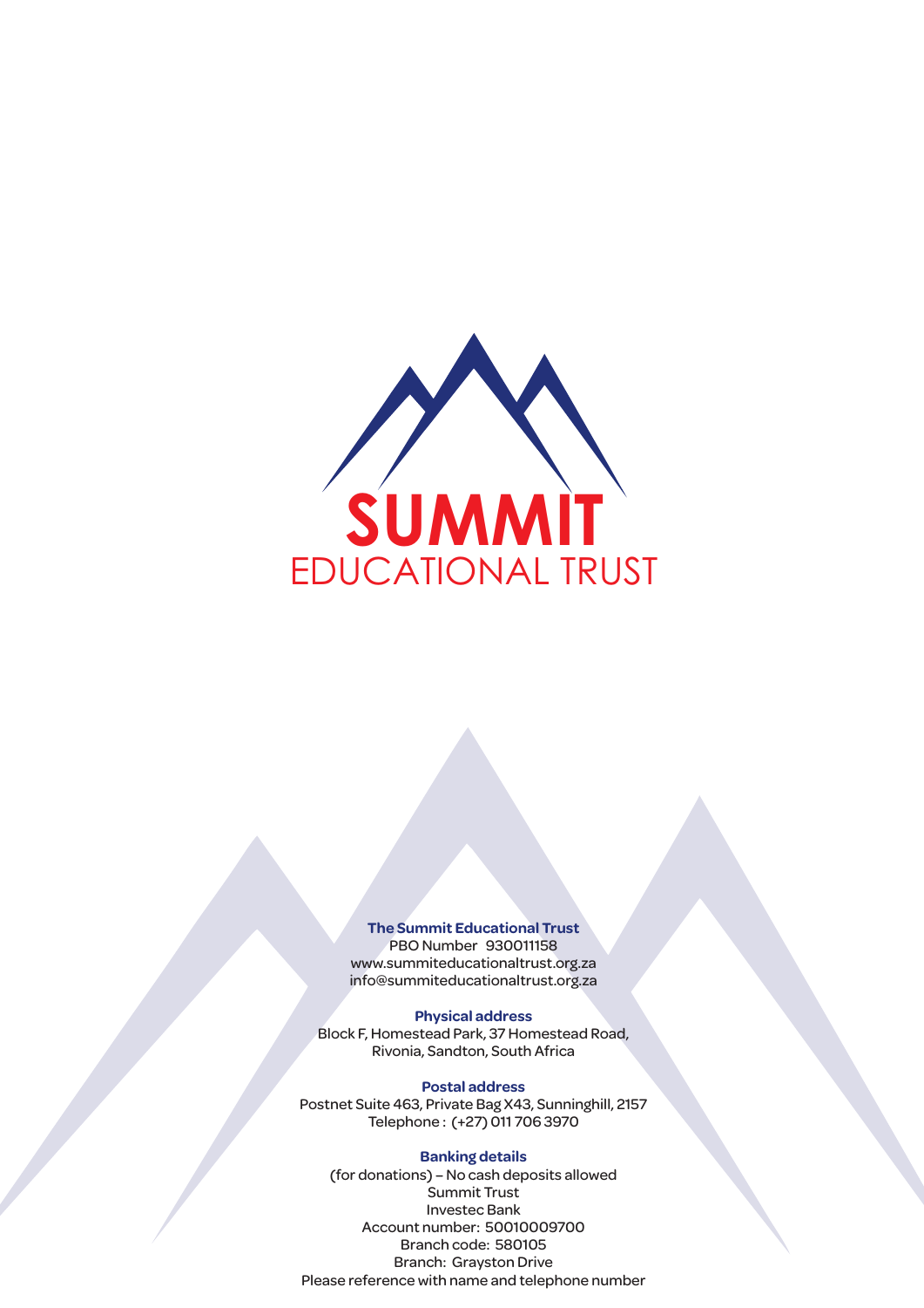SUMMIT

EDUCATIONAL TRUST

**The Summit Educational Trust**

PBO Number 930011158

www.summiteducationaltrust.org.za

info@summiteducationaltrust.org.za

**Physical address**

Block F, Homestead Park, 37 Homestead Road,

Rivonia, Sandton, South Africa

**Postal address**

Postnet Suite 463, Private Bag X43, Sunninghill, 2157

Telephone : (+27) 011 706 3970

**Banking details**

(for donations) – No cash deposits allowed

Summit Trust

Investec Bank

Account number: 50010009700

Branch code: 580105

Branch: Grayston Drive

Please reference with name and telephone number